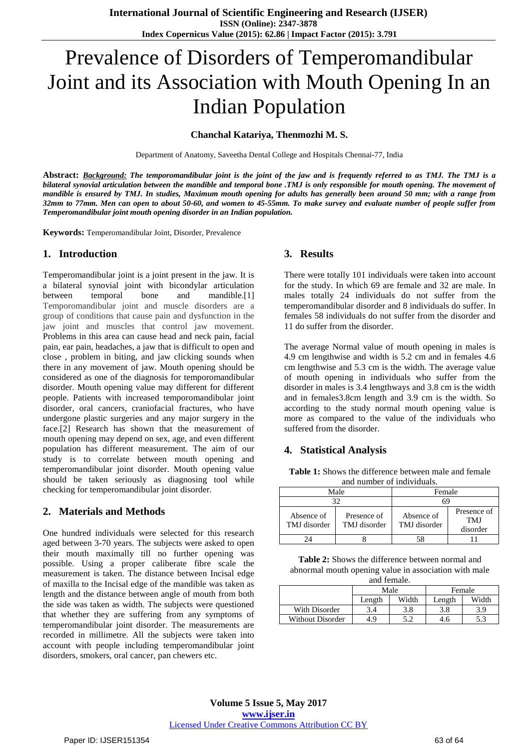# Prevalence of Disorders of Temperomandibular Joint and its Association with Mouth Opening In an Indian Population

**Chanchal Katariya, Thenmozhi M. S.**

Department of Anatomy, Saveetha Dental College and Hospitals Chennai-77, India

**Abstract:** ***Background:*** ***The temporomandibular joint is the joint of the jaw and is frequently referred to as TMJ. The TMJ is a bilateral synovial articulation between the mandible and temporal bone .TMJ is only responsible for mouth opening. The movement of mandible is ensured by TMJ. In studies, Maximum mouth opening for adults has generally been around 50 mm; with a range from 32mm to 77mm. Men can open to about 50-60, and women to 45-55mm. To make survey and evaluate number of people suffer from Temperomandibular joint mouth opening disorder in an Indian population.***

**Keywords:** Temperomandibular Joint, Disorder, Prevalence

## 1. Introduction

Temperomandibular joint is a joint present in the jaw. It is a bilateral synovial joint with bicondylar articulation between temporal bone and mandible.[1] Temporomandibular joint and muscle disorders are a group of conditions that cause pain and dysfunction in the jaw joint and muscles that control jaw movement. Problems in this area can cause head and neck pain, facial pain, ear pain, headaches, a jaw that is difficult to open and close , problem in biting, and jaw clicking sounds when there in any movement of jaw. Mouth opening should be considered as one of the diagnosis for temporomandibular disorder. Mouth opening value may different for different people. Patients with increased temporomandibular joint disorder, oral cancers, craniofacial fractures, who have undergone plastic surgeries and any major surgery in the face.[2] Research has shown that the measurement of mouth opening may depend on sex, age, and even different population has different measurement. The aim of our study is to correlate between mouth opening and temperomandibular joint disorder. Mouth opening value should be taken seriously as diagnosing tool while checking for temperomandibular joint disorder.

## 2. Materials and Methods

One hundred individuals were selected for this research aged between 3-70 years. The subjects were asked to open their mouth maximally till no further opening was possible. Using a proper caliberate fibre scale the measurement is taken. The distance between Incisal edge of maxilla to the Incisal edge of the mandible was taken as length and the distance between angle of mouth from both the side was taken as width. The subjects were questioned that whether they are suffering from any symptoms of temperomandibular joint disorder. The measurements are recorded in millimetre. All the subjects were taken into account with people including temperomandibular joint disorders, smokers, oral cancer, pan chewers etc.

## 3. Results

There were totally 101 individuals were taken into account for the study. In which 69 are female and 32 are male. In males totally 24 individuals do not suffer from the temperomandibular disorder and 8 individuals do suffer. In females 58 individuals do not suffer from the disorder and 11 do suffer from the disorder.

The average Normal value of mouth opening in males is 4.9 cm lengthwise and width is 5.2 cm and in females 4.6 cm lengthwise and 5.3 cm is the width. The average value of mouth opening in individuals who suffer from the disorder in males is 3.4 lengthways and 3.8 cm is the width and in females3.8cm length and 3.9 cm is the width. So according to the study normal mouth opening value is more as compared to the value of the individuals who suffered from the disorder.

## 4. Statistical Analysis

**Table 1:** Shows the difference between male and female and number of individuals.

| Male | | Female | |
|---|---|---|---|
| 32 | | 69 | |
| Absence of TMJ disorder | Presence of TMJ disorder | Absence of TMJ disorder | Presence of TMJ disorder |
| 24 | 8 | 58 | 11 |

**Table 2:** Shows the difference between normal and abnormal mouth opening value in association with male and female.

| | Male | | Female | |
|---|---|---|---|---|
| | Length | Width | Length | Width |
| With Disorder | 3.4 | 3.8 | 3.8 | 3.9 |
| Without Disorder | 4.9 | 5.2 | 4.6 | 5.3 |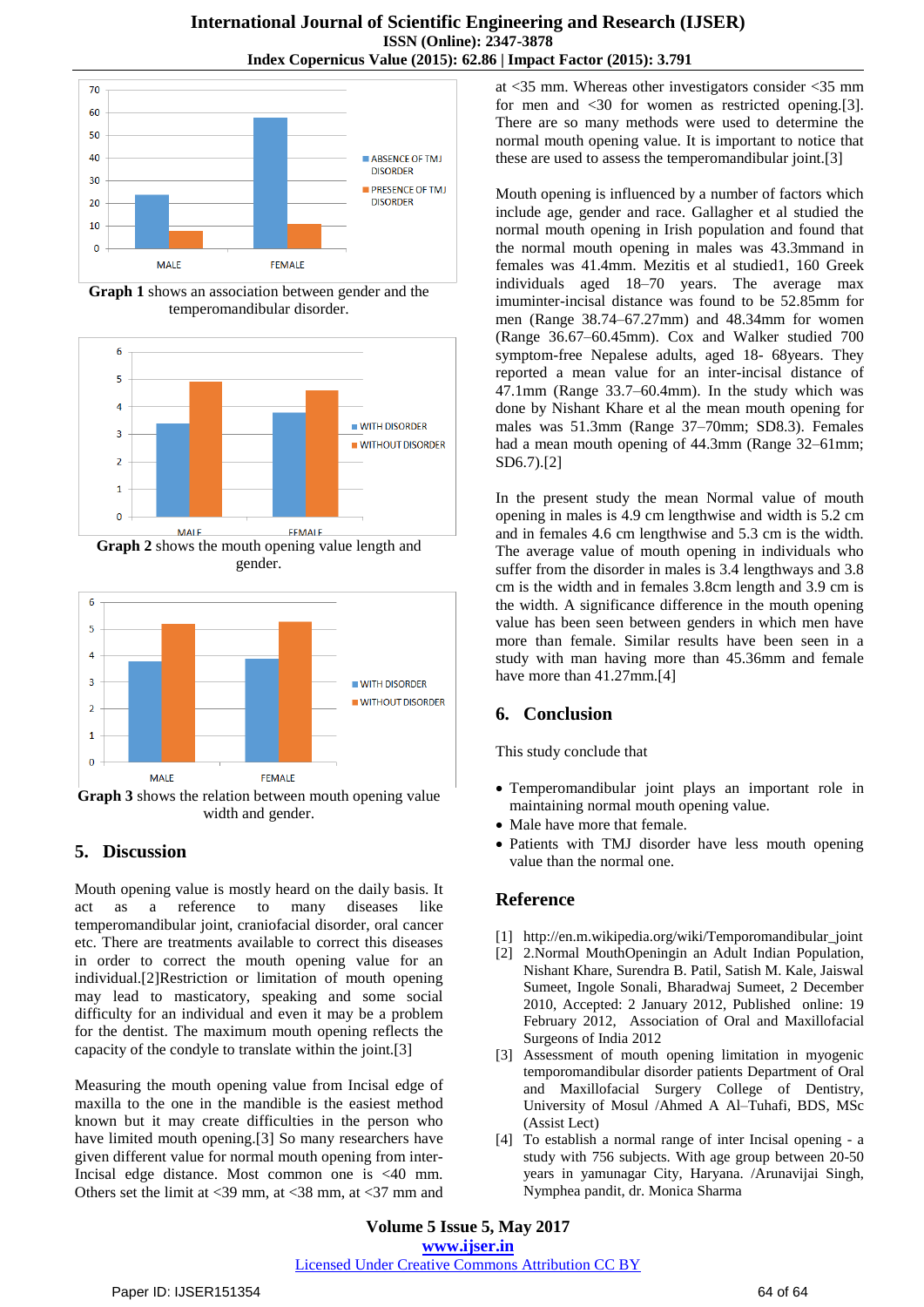70
60
50
40
30
20
10
0
MALE
FEMALE
ABSENCE OF TMJ DISORDER
PRESENCE OF TMJ DISORDER

**Graph 1** shows an association between gender and the temperomandibular disorder.

6
5
4
3
2
1
0
MALE
FEMALE
WITH DISORDER
WITHOUT DISORDER

**Graph 2** shows the mouth opening value length and gender.

6
5
4
3
2
1
0
MALE
FEMALE
WITH DISORDER
WITHOUT DISORDER

**Graph 3** shows the relation between mouth opening value width and gender.

## 5. Discussion

Mouth opening value is mostly heard on the daily basis. It act as a reference to many diseases like temperomandibular joint, craniofacial disorder, oral cancer etc. There are treatments available to correct this diseases in order to correct the mouth opening value for an individual.[2]Restriction or limitation of mouth opening may lead to masticatory, speaking and some social difficulty for an individual and even it may be a problem for the dentist. The maximum mouth opening reflects the capacity of the condyle to translate within the joint.[3]

Measuring the mouth opening value from Incisal edge of maxilla to the one in the mandible is the easiest method known but it may create difficulties in the person who have limited mouth opening.[3] So many researchers have given different value for normal mouth opening from inter-Incisal edge distance. Most common one is <40 mm. Others set the limit at <39 mm, at <38 mm, at <37 mm and at <35 mm. Whereas other investigators consider <35 mm for men and <30 for women as restricted opening.[3]. There are so many methods were used to determine the normal mouth opening value. It is important to notice that these are used to assess the temperomandibular joint.[3]

Mouth opening is influenced by a number of factors which include age, gender and race. Gallagher et al studied the normal mouth opening in Irish population and found that the normal mouth opening in males was 43.3mmand in females was 41.4mm. Mezitis et al studied1, 160 Greek individuals aged 18–70 years. The average max imuminter-incisal distance was found to be 52.85mm for men (Range 38.74–67.27mm) and 48.34mm for women (Range 36.67–60.45mm). Cox and Walker studied 700 symptom-free Nepalese adults, aged 18- 68years. They reported a mean value for an inter-incisal distance of 47.1mm (Range 33.7–60.4mm). In the study which was done by Nishant Khare et al the mean mouth opening for males was 51.3mm (Range 37–70mm; SD8.3). Females had a mean mouth opening of 44.3mm (Range 32–61mm; SD6.7).[2]

In the present study the mean Normal value of mouth opening in males is 4.9 cm lengthwise and width is 5.2 cm and in females 4.6 cm lengthwise and 5.3 cm is the width. The average value of mouth opening in individuals who suffer from the disorder in males is 3.4 lengthways and 3.8 cm is the width and in females 3.8cm length and 3.9 cm is the width. A significance difference in the mouth opening value has been seen between genders in which men have more than female. Similar results have been seen in a study with man having more than 45.36mm and female have more than 41.27mm.[4]

## 6. Conclusion

This study conclude that

- Temperomandibular joint plays an important role in maintaining normal mouth opening value.
- Male have more that female.
- Patients with TMJ disorder have less mouth opening value than the normal one.

## Reference

[1] http://en.m.wikipedia.org/wiki/Temporomandibular_joint

[2] 2.Normal MouthOpeningin an Adult Indian Population, Nishant Khare, Surendra B. Patil, Satish M. Kale, Jaiswal Sumeet, Ingole Sonali, Bharadwaj Sumeet, 2 December 2010, Accepted: 2 January 2012, Published online: 19 February 2012, Association of Oral and Maxillofacial Surgeons of India 2012

[3] Assessment of mouth opening limitation in myogenic temporomandibular disorder patients Department of Oral and Maxillofacial Surgery College of Dentistry, University of Mosul /Ahmed A Al–Tuhafi, BDS, MSc (Assist Lect)

[4] To establish a normal range of inter Incisal opening - a study with 756 subjects. With age group between 20-50 years in yamunagar City, Haryana. /Arunavijai Singh, Nymphea pandit, dr. Monica Sharma